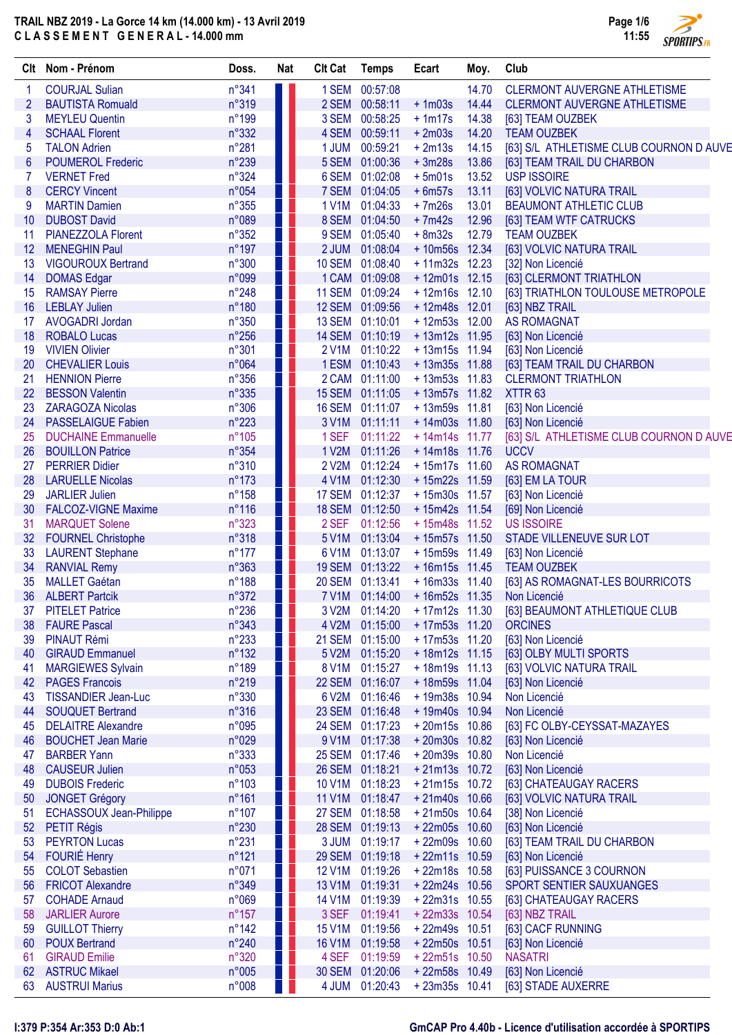# TRAIL NBZ 2019 - La Gorce 14 km (14.000 km) - 13 Avril 2019

**C L A S S E M E N T G E N E R A L - 14.000 mm**

| Clt | Nom - Prénom | Doss. | Nat | Clt Cat | Temps | Ecart | Moy. | Club |
|---|---|---|---|---|---|---|---|---|
| 1 | COURJAL Sulian | n°341 | | 1 SEM | 00:57:08 | | 14.70 | CLERMONT AUVERGNE ATHLETISME |
| 2 | BAUTISTA Romuald | n°319 | | 2 SEM | 00:58:11 | + 1m03s | 14.44 | CLERMONT AUVERGNE ATHLETISME |
| 3 | MEYLEU Quentin | n°199 | | 3 SEM | 00:58:25 | + 1m17s | 14.38 | [63] TEAM OUZBEK |
| 4 | SCHAAL Florent | n°332 | | 4 SEM | 00:59:11 | + 2m03s | 14.20 | TEAM OUZBEK |
| 5 | TALON Adrien | n°281 | | 1 JUM | 00:59:21 | + 2m13s | 14.15 | [63] S/L ATHLETISME CLUB COURNON D AUVE |
| 6 | POUMEROL Frederic | n°239 | | 5 SEM | 01:00:36 | + 3m28s | 13.86 | [63] TEAM TRAIL DU CHARBON |
| 7 | VERNET Fred | n°324 | | 6 SEM | 01:02:08 | + 5m01s | 13.52 | USP ISSOIRE |
| 8 | CERCY Vincent | n°054 | | 7 SEM | 01:04:05 | + 6m57s | 13.11 | [63] VOLVIC NATURA TRAIL |
| 9 | MARTIN Damien | n°355 | | 1 V1M | 01:04:33 | + 7m26s | 13.01 | BEAUMONT ATHLETIC CLUB |
| 10 | DUBOST David | n°089 | | 8 SEM | 01:04:50 | + 7m42s | 12.96 | [63] TEAM WTF CATRUCKS |
| 11 | PIANEZZOLA Florent | n°352 | | 9 SEM | 01:05:40 | + 8m32s | 12.79 | TEAM OUZBEK |
| 12 | MENEGHIN Paul | n°197 | | 2 JUM | 01:08:04 | + 10m56s | 12.34 | [63] VOLVIC NATURA TRAIL |
| 13 | VIGOUROUX Bertrand | n°300 | | 10 SEM | 01:08:40 | + 11m32s | 12.23 | [32] Non Licencié |
| 14 | DOMAS Edgar | n°099 | | 1 CAM | 01:09:08 | + 12m01s | 12.15 | [63] CLERMONT TRIATHLON |
| 15 | RAMSAY Pierre | n°248 | | 11 SEM | 01:09:24 | + 12m16s | 12.10 | [63] TRIATHLON TOULOUSE METROPOLE |
| 16 | LEBLAY Julien | n°180 | | 12 SEM | 01:09:56 | + 12m48s | 12.01 | [63] NBZ TRAIL |
| 17 | AVOGADRI Jordan | n°350 | | 13 SEM | 01:10:01 | + 12m53s | 12.00 | AS ROMAGNAT |
| 18 | ROBALO Lucas | n°256 | | 14 SEM | 01:10:19 | + 13m12s | 11.95 | [63] Non Licencié |
| 19 | VIVIEN Olivier | n°301 | | 2 V1M | 01:10:22 | + 13m15s | 11.94 | [63] Non Licencié |
| 20 | CHEVALIER Louis | n°064 | | 1 ESM | 01:10:43 | + 13m35s | 11.88 | [63] TEAM TRAIL DU CHARBON |
| 21 | HENNION Pierre | n°356 | | 2 CAM | 01:11:00 | + 13m53s | 11.83 | CLERMONT TRIATHLON |
| 22 | BESSON Valentin | n°335 | | 15 SEM | 01:11:05 | + 13m57s | 11.82 | XTTR 63 |
| 23 | ZARAGOZA Nicolas | n°306 | | 16 SEM | 01:11:07 | + 13m59s | 11.81 | [63] Non Licencié |
| 24 | PASSELAIGUE Fabien | n°223 | | 3 V1M | 01:11:11 | + 14m03s | 11.80 | [63] Non Licencié |
| 25 | DUCHAINE Emmanuelle | n°105 | | 1 SEF | 01:11:22 | + 14m14s | 11.77 | [63] S/L ATHLETISME CLUB COURNON D AUVE |
| 26 | BOUILLON Patrice | n°354 | | 1 V2M | 01:11:26 | + 14m18s | 11.76 | UCCV |
| 27 | PERRIER Didier | n°310 | | 2 V2M | 01:12:24 | + 15m17s | 11.60 | AS ROMAGNAT |
| 28 | LARUELLE Nicolas | n°173 | | 4 V1M | 01:12:30 | + 15m22s | 11.59 | [63] EM LA TOUR |
| 29 | JARLIER Julien | n°158 | | 17 SEM | 01:12:37 | + 15m30s | 11.57 | [63] Non Licencié |
| 30 | FALCOZ-VIGNE Maxime | n°116 | | 18 SEM | 01:12:50 | + 15m42s | 11.54 | [69] Non Licencié |
| 31 | MARQUET Solene | n°323 | | 2 SEF | 01:12:56 | + 15m48s | 11.52 | US ISSOIRE |
| 32 | FOURNEL Christophe | n°318 | | 5 V1M | 01:13:04 | + 15m57s | 11.50 | STADE VILLENEUVE SUR LOT |
| 33 | LAURENT Stephane | n°177 | | 6 V1M | 01:13:07 | + 15m59s | 11.49 | [63] Non Licencié |
| 34 | RANVIAL Remy | n°363 | | 19 SEM | 01:13:22 | + 16m15s | 11.45 | TEAM OUZBEK |
| 35 | MALLET Gaétan | n°188 | | 20 SEM | 01:13:41 | + 16m33s | 11.40 | [63] AS ROMAGNAT-LES BOURRICOTS |
| 36 | ALBERT Partcik | n°372 | | 7 V1M | 01:14:00 | + 16m52s | 11.35 | Non Licencié |
| 37 | PITELET Patrice | n°236 | | 3 V2M | 01:14:20 | + 17m12s | 11.30 | [63] BEAUMONT ATHLETIQUE CLUB |
| 38 | FAURE Pascal | n°343 | | 4 V2M | 01:15:00 | + 17m53s | 11.20 | ORCINES |
| 39 | PINAUT Rémi | n°233 | | 21 SEM | 01:15:00 | + 17m53s | 11.20 | [63] Non Licencié |
| 40 | GIRAUD Emmanuel | n°132 | | 5 V2M | 01:15:20 | + 18m12s | 11.15 | [63] OLBY MULTI SPORTS |
| 41 | MARGIEWES Sylvain | n°189 | | 8 V1M | 01:15:27 | + 18m19s | 11.13 | [63] VOLVIC NATURA TRAIL |
| 42 | PAGES Francois | n°219 | | 22 SEM | 01:16:07 | + 18m59s | 11.04 | [63] Non Licencié |
| 43 | TISSANDIER Jean-Luc | n°330 | | 6 V2M | 01:16:46 | + 19m38s | 10.94 | Non Licencié |
| 44 | SOUQUET Bertrand | n°316 | | 23 SEM | 01:16:48 | + 19m40s | 10.94 | Non Licencié |
| 45 | DELAITRE Alexandre | n°095 | | 24 SEM | 01:17:23 | + 20m15s | 10.86 | [63] FC OLBY-CEYSSAT-MAZAYES |
| 46 | BOUCHET Jean Marie | n°029 | | 9 V1M | 01:17:38 | + 20m30s | 10.82 | [63] Non Licencié |
| 47 | BARBER Yann | n°333 | | 25 SEM | 01:17:46 | + 20m39s | 10.80 | Non Licencié |
| 48 | CAUSEUR Julien | n°053 | | 26 SEM | 01:18:21 | + 21m13s | 10.72 | [63] Non Licencié |
| 49 | DUBOIS Frederic | n°103 | | 10 V1M | 01:18:23 | + 21m15s | 10.72 | [63] CHATEAUGAY RACERS |
| 50 | JONGET Grégory | n°161 | | 11 V1M | 01:18:47 | + 21m40s | 10.66 | [63] VOLVIC NATURA TRAIL |
| 51 | ECHASSOUX Jean-Philippe | n°107 | | 27 SEM | 01:18:58 | + 21m50s | 10.64 | [38] Non Licencié |
| 52 | PETIT Régis | n°230 | | 28 SEM | 01:19:13 | + 22m05s | 10.60 | [63] Non Licencié |
| 53 | PEYRTON Lucas | n°231 | | 3 JUM | 01:19:17 | + 22m09s | 10.60 | [63] TEAM TRAIL DU CHARBON |
| 54 | FOURIÉ Henry | n°121 | | 29 SEM | 01:19:18 | + 22m11s | 10.59 | [63] Non Licencié |
| 55 | COLOT Sebastien | n°071 | | 12 V1M | 01:19:26 | + 22m18s | 10.58 | [63] PUISSANCE 3 COURNON |
| 56 | FRICOT Alexandre | n°349 | | 13 V1M | 01:19:31 | + 22m24s | 10.56 | SPORT SENTIER SAUXUNGES |
| 57 | COHADE Arnaud | n°069 | | 14 V1M | 01:19:39 | + 22m31s | 10.55 | [63] CHATEAUGAY RACERS |
| 58 | JARLIER Aurore | n°157 | | 3 SEF | 01:19:41 | + 22m33s | 10.54 | [63] NBZ TRAIL |
| 59 | GUILLOT Thierry | n°142 | | 15 V1M | 01:19:56 | + 22m49s | 10.51 | [63] CACF RUNNING |
| 60 | POUX Bertrand | n°240 | | 16 V1M | 01:19:58 | + 22m50s | 10.51 | [63] Non Licencié |
| 61 | GIRAUD Emilie | n°320 | | 4 SEF | 01:19:59 | + 22m51s | 10.50 | NASATRI |
| 62 | ASTRUC Mikael | n°005 | | 30 SEM | 01:20:06 | + 22m58s | 10.49 | [63] Non Licencié |
| 63 | AUSTRUI Marius | n°008 | | 4 JUM | 01:20:43 | + 23m35s | 10.41 | [63] STADE AUXERRE |

I:379 P:354 Ar:353 D:0 Ab:1

GmCAP Pro 4.40b - Licence d'utilisation accordée à SPORTIPS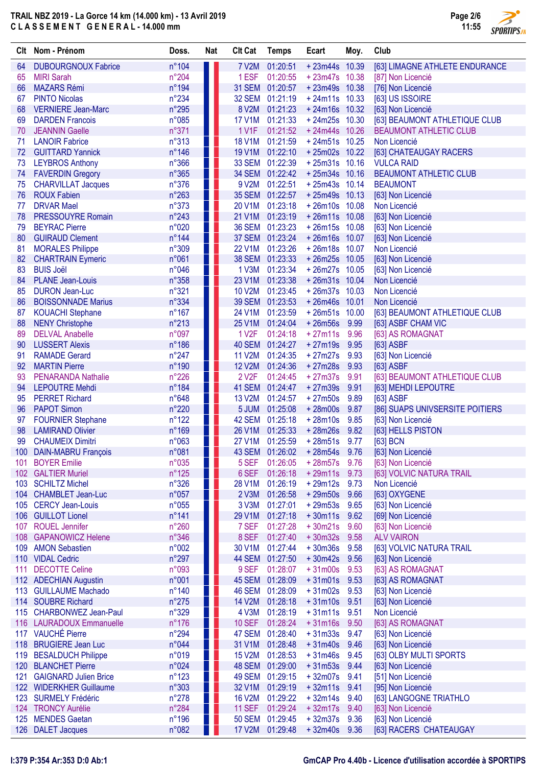# TRAIL NBZ 2019 - La Gorce 14 km (14.000 km) - 13 Avril 2019

## CLASSEMENT GENERAL - 14.000 mm

| Clt | Nom - Prénom | Doss. | Nat | Clt Cat | Temps | Ecart | Moy. | Club |
|---|---|---|---|---|---|---|---|---|
| 64 | DUBOURGNOUX Fabrice | n°104 | | 7 V2M | 01:20:51 | + 23m44s | 10.39 | [63] LIMAGNE ATHLETE ENDURANCE |
| 65 | MIRI Sarah | n°204 | | 1 ESF | 01:20:55 | + 23m47s | 10.38 | [87] Non Licencié |
| 66 | MAZARS Rémi | n°194 | | 31 SEM | 01:20:57 | + 23m49s | 10.38 | [76] Non Licencié |
| 67 | PINTO Nicolas | n°234 | | 32 SEM | 01:21:19 | + 24m11s | 10.33 | [63] US ISSOIRE |
| 68 | VERNIERE Jean-Marc | n°295 | | 8 V2M | 01:21:23 | + 24m16s | 10.32 | [63] Non Licencié |
| 69 | DARDEN Francois | n°085 | | 17 V1M | 01:21:33 | + 24m25s | 10.30 | [63] BEAUMONT ATHLETIQUE CLUB |
| 70 | JEANNIN Gaelle | n°371 | | 1 V1F | 01:21:52 | + 24m44s | 10.26 | BEAUMONT ATHLETIC CLUB |
| 71 | LANOIR Fabrice | n°313 | | 18 V1M | 01:21:59 | + 24m51s | 10.25 | Non Licencié |
| 72 | GUITTARD Yannick | n°146 | | 19 V1M | 01:22:10 | + 25m02s | 10.22 | [63] CHATEAUGAY RACERS |
| 73 | LEYBROS Anthony | n°366 | | 33 SEM | 01:22:39 | + 25m31s | 10.16 | VULCA RAID |
| 74 | FAVERDIN Gregory | n°365 | | 34 SEM | 01:22:42 | + 25m34s | 10.16 | BEAUMONT ATHLETIC CLUB |
| 75 | CHARVILLAT Jacques | n°376 | | 9 V2M | 01:22:51 | + 25m43s | 10.14 | BEAUMONT |
| 76 | ROUX Fabien | n°263 | | 35 SEM | 01:22:57 | + 25m49s | 10.13 | [63] Non Licencié |
| 77 | DRVAR Mael | n°373 | | 20 V1M | 01:23:18 | + 26m10s | 10.08 | Non Licencié |
| 78 | PRESSOUYRE Romain | n°243 | | 21 V1M | 01:23:19 | + 26m11s | 10.08 | [63] Non Licencié |
| 79 | BEYRAC Pierre | n°020 | | 36 SEM | 01:23:23 | + 26m15s | 10.08 | [63] Non Licencié |
| 80 | GUIRAUD Clement | n°144 | | 37 SEM | 01:23:24 | + 26m16s | 10.07 | [63] Non Licencié |
| 81 | MORALES Philippe | n°309 | | 22 V1M | 01:23:26 | + 26m18s | 10.07 | Non Licencié |
| 82 | CHARTRAIN Eymeric | n°061 | | 38 SEM | 01:23:33 | + 26m25s | 10.05 | [63] Non Licencié |
| 83 | BUIS Joël | n°046 | | 1 V3M | 01:23:34 | + 26m27s | 10.05 | [63] Non Licencié |
| 84 | PLANE Jean-Louis | n°358 | | 23 V1M | 01:23:38 | + 26m31s | 10.04 | Non Licencié |
| 85 | DURON Jean-Luc | n°321 | | 10 V2M | 01:23:45 | + 26m37s | 10.03 | Non Licencié |
| 86 | BOISSONNADE Marius | n°334 | | 39 SEM | 01:23:53 | + 26m46s | 10.01 | Non Licencié |
| 87 | KOUACHI Stephane | n°167 | | 24 V1M | 01:23:59 | + 26m51s | 10.00 | [63] BEAUMONT ATHLETIQUE CLUB |
| 88 | NENY Christophe | n°213 | | 25 V1M | 01:24:04 | + 26m56s | 9.99 | [63] ASBF CHAM VIC |
| 89 | DELVAL Anabelle | n°097 | | 1 V2F | 01:24:18 | + 27m11s | 9.96 | [63] AS ROMAGNAT |
| 90 | LUSSERT Alexis | n°186 | | 40 SEM | 01:24:27 | + 27m19s | 9.95 | [63] ASBF |
| 91 | RAMADE Gerard | n°247 | | 11 V2M | 01:24:35 | + 27m27s | 9.93 | [63] Non Licencié |
| 92 | MARTIN Pierre | n°190 | | 12 V2M | 01:24:36 | + 27m28s | 9.93 | [63] ASBF |
| 93 | PENARANDA Nathalie | n°226 | | 2 V2F | 01:24:45 | + 27m37s | 9.91 | [63] BEAUMONT ATHLETIQUE CLUB |
| 94 | LEPOUTRE Mehdi | n°184 | | 41 SEM | 01:24:47 | + 27m39s | 9.91 | [63] MEHDI LEPOUTRE |
| 95 | PERRET Richard | n°648 | | 13 V2M | 01:24:57 | + 27m50s | 9.89 | [63] ASBF |
| 96 | PAPOT Simon | n°220 | | 5 JUM | 01:25:08 | + 28m00s | 9.87 | [86] SUAPS UNIVSERSITE POITIERS |
| 97 | FOURNIER Stephane | n°122 | | 42 SEM | 01:25:18 | + 28m10s | 9.85 | [63] Non Licencié |
| 98 | LAMIRAND Olivier | n°169 | | 26 V1M | 01:25:33 | + 28m26s | 9.82 | [63] HELLS PISTON |
| 99 | CHAUMEIX Dimitri | n°063 | | 27 V1M | 01:25:59 | + 28m51s | 9.77 | [63] BCN |
| 100 | DAIN-MABRU François | n°081 | | 43 SEM | 01:26:02 | + 28m54s | 9.76 | [63] Non Licencié |
| 101 | BOYER Emilie | n°035 | | 5 SEF | 01:26:05 | + 28m57s | 9.76 | [63] Non Licencié |
| 102 | GALTIER Muriel | n°125 | | 6 SEF | 01:26:18 | + 29m11s | 9.73 | [63] VOLVIC NATURA TRAIL |
| 103 | SCHILTZ Michel | n°326 | | 28 V1M | 01:26:19 | + 29m12s | 9.73 | Non Licencié |
| 104 | CHAMBLET Jean-Luc | n°057 | | 2 V3M | 01:26:58 | + 29m50s | 9.66 | [63] OXYGENE |
| 105 | CERCY Jean-Louis | n°055 | | 3 V3M | 01:27:01 | + 29m53s | 9.65 | [63] Non Licencié |
| 106 | GUILLOT Lionel | n°141 | | 29 V1M | 01:27:18 | + 30m11s | 9.62 | [69] Non Licencié |
| 107 | ROUEL Jennifer | n°260 | | 7 SEF | 01:27:28 | + 30m21s | 9.60 | [63] Non Licencié |
| 108 | GAPANOWICZ Helene | n°346 | | 8 SEF | 01:27:40 | + 30m32s | 9.58 | ALV VAIRON |
| 109 | AMON Sebastien | n°002 | | 30 V1M | 01:27:44 | + 30m36s | 9.58 | [63] VOLVIC NATURA TRAIL |
| 110 | VIDAL Cedric | n°297 | | 44 SEM | 01:27:50 | + 30m42s | 9.56 | [63] Non Licencié |
| 111 | DECOTTE Celine | n°093 | | 9 SEF | 01:28:07 | + 31m00s | 9.53 | [63] AS ROMAGNAT |
| 112 | ADECHIAN Augustin | n°001 | | 45 SEM | 01:28:09 | + 31m01s | 9.53 | [63] AS ROMAGNAT |
| 113 | GUILLAUME Machado | n°140 | | 46 SEM | 01:28:09 | + 31m02s | 9.53 | [63] Non Licencié |
| 114 | SOUBRE Richard | n°275 | | 14 V2M | 01:28:18 | + 31m10s | 9.51 | [63] Non Licencié |
| 115 | CHARBONWEZ Jean-Paul | n°329 | | 4 V3M | 01:28:19 | + 31m11s | 9.51 | Non Licencié |
| 116 | LAURADOUX Emmanuelle | n°176 | | 10 SEF | 01:28:24 | + 31m16s | 9.50 | [63] AS ROMAGNAT |
| 117 | VAUCHÉ Pierre | n°294 | | 47 SEM | 01:28:40 | + 31m33s | 9.47 | [63] Non Licencié |
| 118 | BRUGIERE Jean Luc | n°044 | | 31 V1M | 01:28:48 | + 31m40s | 9.46 | [63] Non Licencié |
| 119 | BESALDUCH Philippe | n°019 | | 15 V2M | 01:28:53 | + 31m46s | 9.45 | [63] OLBY MULTI SPORTS |
| 120 | BLANCHET Pierre | n°024 | | 48 SEM | 01:29:00 | + 31m53s | 9.44 | [63] Non Licencié |
| 121 | GAIGNARD Julien Brice | n°123 | | 49 SEM | 01:29:15 | + 32m07s | 9.41 | [51] Non Licencié |
| 122 | WIDERKHER Guillaume | n°303 | | 32 V1M | 01:29:19 | + 32m11s | 9.41 | [95] Non Licencié |
| 123 | SURMELY Frédéric | n°278 | | 16 V2M | 01:29:22 | + 32m14s | 9.40 | [63] LANGOGNE TRIATHLO |
| 124 | TRONCY Aurélie | n°284 | | 11 SEF | 01:29:24 | + 32m17s | 9.40 | [63] Non Licencié |
| 125 | MENDES Gaetan | n°196 | | 50 SEM | 01:29:45 | + 32m37s | 9.36 | [63] Non Licencié |
| 126 | DALET Jacques | n°082 | | 17 V2M | 01:29:48 | + 32m40s | 9.36 | [63] RACERS CHATEAUGAY |

I:379 P:354 Ar:353 D:0 Ab:1

GmCAP Pro 4.40b - Licence d'utilisation accordée à SPORTIPS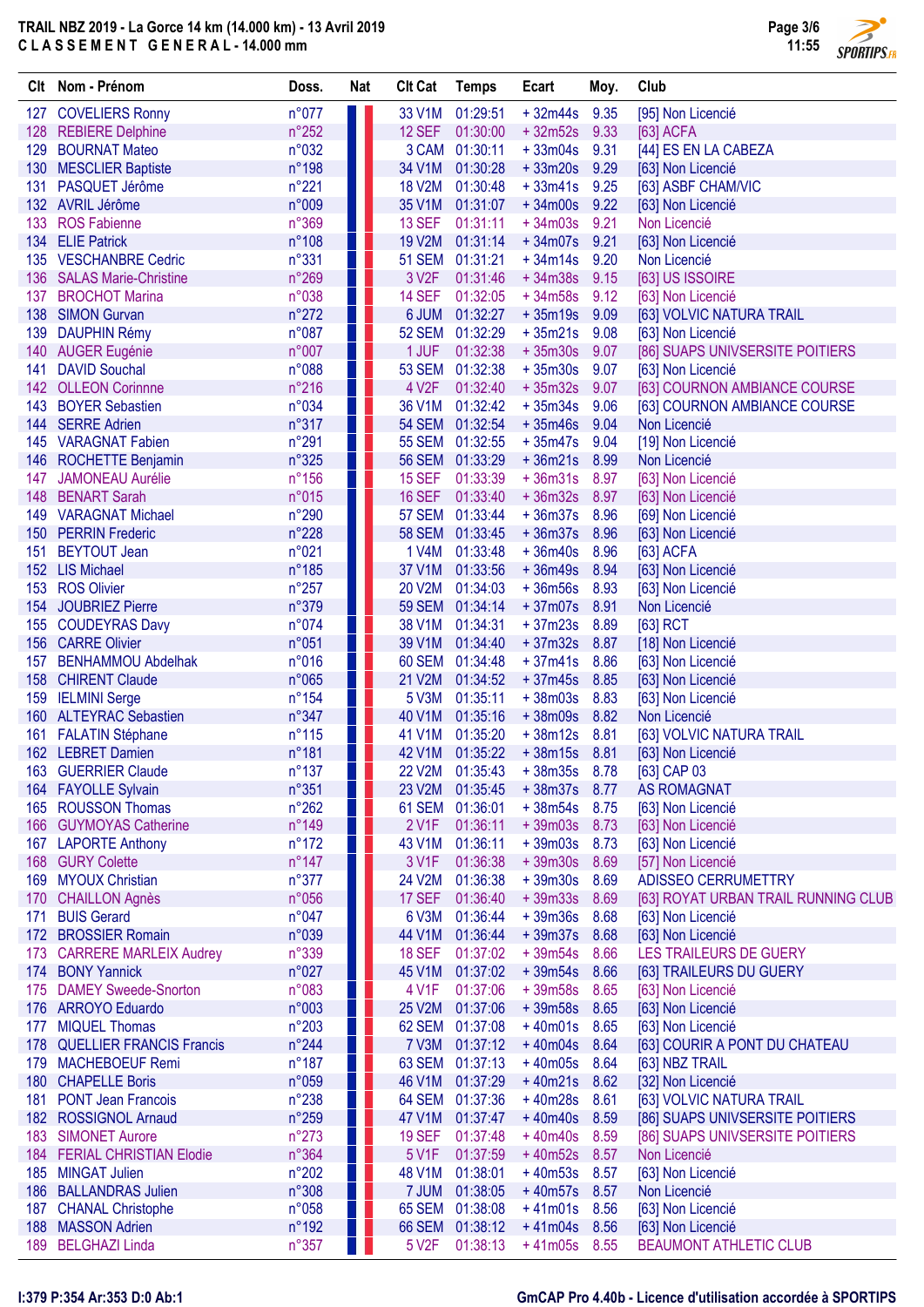# TRAIL NBZ 2019 - La Gorce 14 km (14.000 km) - 13 Avril 2019

## CLASSEMENT GENERAL - 14.000 mm

| Clt | Nom - Prénom | Doss. | Nat | Clt Cat | Temps | Ecart | Moy. | Club |
|---|---|---|---|---|---|---|---|---|
| 127 | COVELIERS Ronny | n°077 | | 33 V1M | 01:29:51 | + 32m44s | 9.35 | [95] Non Licencié |
| 128 | REBIERE Delphine | n°252 | | 12 SEF | 01:30:00 | + 32m52s | 9.33 | [63] ACFA |
| 129 | BOURNAT Mateo | n°032 | | 3 CAM | 01:30:11 | + 33m04s | 9.31 | [44] ES EN LA CABEZA |
| 130 | MESCLIER Baptiste | n°198 | | 34 V1M | 01:30:28 | + 33m20s | 9.29 | [63] Non Licencié |
| 131 | PASQUET Jérôme | n°221 | | 18 V2M | 01:30:48 | + 33m41s | 9.25 | [63] ASBF CHAM/VIC |
| 132 | AVRIL Jérôme | n°009 | | 35 V1M | 01:31:07 | + 34m00s | 9.22 | [63] Non Licencié |
| 133 | ROS Fabienne | n°369 | | 13 SEF | 01:31:11 | + 34m03s | 9.21 | Non Licencié |
| 134 | ELIE Patrick | n°108 | | 19 V2M | 01:31:14 | + 34m07s | 9.21 | [63] Non Licencié |
| 135 | VESCHANBRE Cedric | n°331 | | 51 SEM | 01:31:21 | + 34m14s | 9.20 | Non Licencié |
| 136 | SALAS Marie-Christine | n°269 | | 3 V2F | 01:31:46 | + 34m38s | 9.15 | [63] US ISSOIRE |
| 137 | BROCHOT Marina | n°038 | | 14 SEF | 01:32:05 | + 34m58s | 9.12 | [63] Non Licencié |
| 138 | SIMON Gurvan | n°272 | | 6 JUM | 01:32:27 | + 35m19s | 9.09 | [63] VOLVIC NATURA TRAIL |
| 139 | DAUPHIN Rémy | n°087 | | 52 SEM | 01:32:29 | + 35m21s | 9.08 | [63] Non Licencié |
| 140 | AUGER Eugénie | n°007 | | 1 JUF | 01:32:38 | + 35m30s | 9.07 | [86] SUAPS UNIVSERSITE POITIERS |
| 141 | DAVID Souchal | n°088 | | 53 SEM | 01:32:38 | + 35m30s | 9.07 | [63] Non Licencié |
| 142 | OLLEON Corinnne | n°216 | | 4 V2F | 01:32:40 | + 35m32s | 9.07 | [63] COURNON AMBIANCE COURSE |
| 143 | BOYER Sebastien | n°034 | | 36 V1M | 01:32:42 | + 35m34s | 9.06 | [63] COURNON AMBIANCE COURSE |
| 144 | SERRE Adrien | n°317 | | 54 SEM | 01:32:54 | + 35m46s | 9.04 | Non Licencié |
| 145 | VARAGNAT Fabien | n°291 | | 55 SEM | 01:32:55 | + 35m47s | 9.04 | [19] Non Licencié |
| 146 | ROCHETTE Benjamin | n°325 | | 56 SEM | 01:33:29 | + 36m21s | 8.99 | Non Licencié |
| 147 | JAMONEAU Aurélie | n°156 | | 15 SEF | 01:33:39 | + 36m31s | 8.97 | [63] Non Licencié |
| 148 | BENART Sarah | n°015 | | 16 SEF | 01:33:40 | + 36m32s | 8.97 | [63] Non Licencié |
| 149 | VARAGNAT Michael | n°290 | | 57 SEM | 01:33:44 | + 36m37s | 8.96 | [69] Non Licencié |
| 150 | PERRIN Frederic | n°228 | | 58 SEM | 01:33:45 | + 36m37s | 8.96 | [63] Non Licencié |
| 151 | BEYTOUT Jean | n°021 | | 1 V4M | 01:33:48 | + 36m40s | 8.96 | [63] ACFA |
| 152 | LIS Michael | n°185 | | 37 V1M | 01:33:56 | + 36m49s | 8.94 | [63] Non Licencié |
| 153 | ROS Olivier | n°257 | | 20 V2M | 01:34:03 | + 36m56s | 8.93 | [63] Non Licencié |
| 154 | JOUBRIEZ Pierre | n°379 | | 59 SEM | 01:34:14 | + 37m07s | 8.91 | Non Licencié |
| 155 | COUDEYRAS Davy | n°074 | | 38 V1M | 01:34:31 | + 37m23s | 8.89 | [63] RCT |
| 156 | CARRE Olivier | n°051 | | 39 V1M | 01:34:40 | + 37m32s | 8.87 | [18] Non Licencié |
| 157 | BENHAMMOU Abdelhak | n°016 | | 60 SEM | 01:34:48 | + 37m41s | 8.86 | [63] Non Licencié |
| 158 | CHIRENT Claude | n°065 | | 21 V2M | 01:34:52 | + 37m45s | 8.85 | [63] Non Licencié |
| 159 | IELMINI Serge | n°154 | | 5 V3M | 01:35:11 | + 38m03s | 8.83 | [63] Non Licencié |
| 160 | ALTEYRAC Sebastien | n°347 | | 40 V1M | 01:35:16 | + 38m09s | 8.82 | Non Licencié |
| 161 | FALATIN Stéphane | n°115 | | 41 V1M | 01:35:20 | + 38m12s | 8.81 | [63] VOLVIC NATURA TRAIL |
| 162 | LEBRET Damien | n°181 | | 42 V1M | 01:35:22 | + 38m15s | 8.81 | [63] Non Licencié |
| 163 | GUERRIER Claude | n°137 | | 22 V2M | 01:35:43 | + 38m35s | 8.78 | [63] CAP 03 |
| 164 | FAYOLLE Sylvain | n°351 | | 23 V2M | 01:35:45 | + 38m37s | 8.77 | AS ROMAGNAT |
| 165 | ROUSSON Thomas | n°262 | | 61 SEM | 01:36:01 | + 38m54s | 8.75 | [63] Non Licencié |
| 166 | GUYMOYAS Catherine | n°149 | | 2 V1F | 01:36:11 | + 39m03s | 8.73 | [63] Non Licencié |
| 167 | LAPORTE Anthony | n°172 | | 43 V1M | 01:36:11 | + 39m03s | 8.73 | [63] Non Licencié |
| 168 | GURY Colette | n°147 | | 3 V1F | 01:36:38 | + 39m30s | 8.69 | [57] Non Licencié |
| 169 | MYOUX Christian | n°377 | | 24 V2M | 01:36:38 | + 39m30s | 8.69 | ADISSEO CERRUMETTRY |
| 170 | CHAILLON Agnès | n°056 | | 17 SEF | 01:36:40 | + 39m33s | 8.69 | [63] ROYAT URBAN TRAIL RUNNING CLUB |
| 171 | BUIS Gerard | n°047 | | 6 V3M | 01:36:44 | + 39m36s | 8.68 | [63] Non Licencié |
| 172 | BROSSIER Romain | n°039 | | 44 V1M | 01:36:44 | + 39m37s | 8.68 | [63] Non Licencié |
| 173 | CARRERE MARLEIX Audrey | n°339 | | 18 SEF | 01:37:02 | + 39m54s | 8.66 | LES TRAILEURS DE GUERY |
| 174 | BONY Yannick | n°027 | | 45 V1M | 01:37:02 | + 39m54s | 8.66 | [63] TRAILEURS DU GUERY |
| 175 | DAMEY Sweede-Snorton | n°083 | | 4 V1F | 01:37:06 | + 39m58s | 8.65 | [63] Non Licencié |
| 176 | ARROYO Eduardo | n°003 | | 25 V2M | 01:37:06 | + 39m58s | 8.65 | [63] Non Licencié |
| 177 | MIQUEL Thomas | n°203 | | 62 SEM | 01:37:08 | + 40m01s | 8.65 | [63] Non Licencié |
| 178 | QUELLIER FRANCIS Francis | n°244 | | 7 V3M | 01:37:12 | + 40m04s | 8.64 | [63] COURIR A PONT DU CHATEAU |
| 179 | MACHEBOEUF Remi | n°187 | | 63 SEM | 01:37:13 | + 40m05s | 8.64 | [63] NBZ TRAIL |
| 180 | CHAPELLE Boris | n°059 | | 46 V1M | 01:37:29 | + 40m21s | 8.62 | [32] Non Licencié |
| 181 | PONT Jean Francois | n°238 | | 64 SEM | 01:37:36 | + 40m28s | 8.61 | [63] VOLVIC NATURA TRAIL |
| 182 | ROSSIGNOL Arnaud | n°259 | | 47 V1M | 01:37:47 | + 40m40s | 8.59 | [86] SUAPS UNIVSERSITE POITIERS |
| 183 | SIMONET Aurore | n°273 | | 19 SEF | 01:37:48 | + 40m40s | 8.59 | [86] SUAPS UNIVSERSITE POITIERS |
| 184 | FERIAL CHRISTIAN Elodie | n°364 | | 5 V1F | 01:37:59 | + 40m52s | 8.57 | Non Licencié |
| 185 | MINGAT Julien | n°202 | | 48 V1M | 01:38:01 | + 40m53s | 8.57 | [63] Non Licencié |
| 186 | BALLANDRAS Julien | n°308 | | 7 JUM | 01:38:05 | + 40m57s | 8.57 | Non Licencié |
| 187 | CHANAL Christophe | n°058 | | 65 SEM | 01:38:08 | + 41m01s | 8.56 | [63] Non Licencié |
| 188 | MASSON Adrien | n°192 | | 66 SEM | 01:38:12 | + 41m04s | 8.56 | [63] Non Licencié |
| 189 | BELGHAZI Linda | n°357 | | 5 V2F | 01:38:13 | + 41m05s | 8.55 | BEAUMONT ATHLETIC CLUB |

I:379 P:354 Ar:353 D:0 Ab:1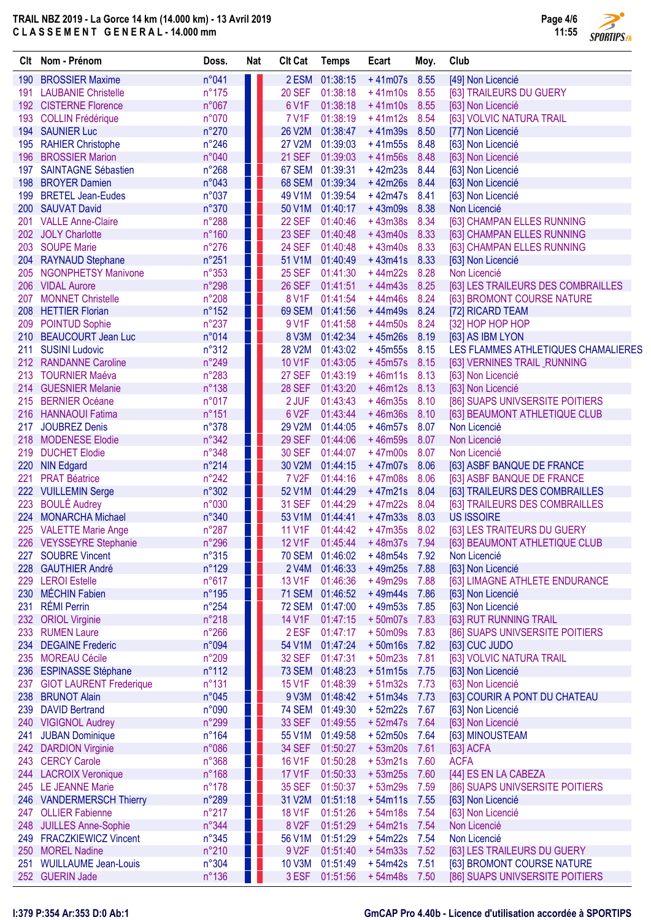TRAIL NBZ 2019 - La Gorce 14 km (14.000 km) - 13 Avril 2019
CLASSEMENT GENERAL - 14.000 mm

| Clt | Nom - Prénom | Doss. | Nat | Clt Cat | Temps | Ecart | Moy. | Club |
|---|---|---|---|---|---|---|---|---|
| 190 | BROSSIER Maxime | n°041 | | 2 ESM | 01:38:15 | + 41m07s | 8.55 | [49] Non Licencié |
| 191 | LAUBANIE Christelle | n°175 | | 20 SEF | 01:38:18 | + 41m10s | 8.55 | [63] TRAILEURS DU GUERY |
| 192 | CISTERNE Florence | n°067 | | 6 V1F | 01:38:18 | + 41m10s | 8.55 | [63] Non Licencié |
| 193 | COLLIN Frédérique | n°070 | | 7 V1F | 01:38:19 | + 41m12s | 8.54 | [63] VOLVIC NATURA TRAIL |
| 194 | SAUNIER Luc | n°270 | | 26 V2M | 01:38:47 | + 41m39s | 8.50 | [77] Non Licencié |
| 195 | RAHIER Christophe | n°246 | | 27 V2M | 01:39:03 | + 41m55s | 8.48 | [63] Non Licencié |
| 196 | BROSSIER Marion | n°040 | | 21 SEF | 01:39:03 | + 41m56s | 8.48 | [63] Non Licencié |
| 197 | SAINTAGNE Sébastien | n°268 | | 67 SEM | 01:39:31 | + 42m23s | 8.44 | [63] Non Licencié |
| 198 | BROYER Damien | n°043 | | 68 SEM | 01:39:34 | + 42m26s | 8.44 | [63] Non Licencié |
| 199 | BRETEL Jean-Eudes | n°037 | | 49 V1M | 01:39:54 | + 42m47s | 8.41 | [63] Non Licencié |
| 200 | SAUVAT David | n°370 | | 50 V1M | 01:40:17 | + 43m09s | 8.38 | Non Licencié |
| 201 | VALLE Anne-Claire | n°288 | | 22 SEF | 01:40:46 | + 43m38s | 8.34 | [63] CHAMPAN ELLES RUNNING |
| 202 | JOLY Charlotte | n°160 | | 23 SEF | 01:40:48 | + 43m40s | 8.33 | [63] CHAMPAN ELLES RUNNING |
| 203 | SOUPE Marie | n°276 | | 24 SEF | 01:40:48 | + 43m40s | 8.33 | [63] CHAMPAN ELLES RUNNING |
| 204 | RAYNAUD Stephane | n°251 | | 51 V1M | 01:40:49 | + 43m41s | 8.33 | [63] Non Licencié |
| 205 | NGONPHETSY Manivone | n°353 | | 25 SEF | 01:41:30 | + 44m22s | 8.28 | Non Licencié |
| 206 | VIDAL Aurore | n°298 | | 26 SEF | 01:41:51 | + 44m43s | 8.25 | [63] LES TRAILEURS DES COMBRAILLES |
| 207 | MONNET Christelle | n°208 | | 8 V1F | 01:41:54 | + 44m46s | 8.24 | [63] BROMONT COURSE NATURE |
| 208 | HETTIER Florian | n°152 | | 69 SEM | 01:41:56 | + 44m49s | 8.24 | [72] RICARD TEAM |
| 209 | POINTUD Sophie | n°237 | | 9 V1F | 01:41:58 | + 44m50s | 8.24 | [32] HOP HOP HOP |
| 210 | BEAUCOURT Jean Luc | n°014 | | 8 V3M | 01:42:34 | + 45m26s | 8.19 | [63] AS IBM LYON |
| 211 | SUSINI Ludovic | n°312 | | 28 V2M | 01:43:02 | + 45m55s | 8.15 | LES FLAMMES ATHLETIQUES CHAMALIERES |
| 212 | RANDANNE Caroline | n°249 | | 10 V1F | 01:43:05 | + 45m57s | 8.15 | [63] VERNINES TRAIL _RUNNING |
| 213 | TOURNIER Maéva | n°283 | | 27 SEF | 01:43:19 | + 46m11s | 8.13 | [63] Non Licencié |
| 214 | GUESNIER Melanie | n°138 | | 28 SEF | 01:43:20 | + 46m12s | 8.13 | [63] Non Licencié |
| 215 | BERNIER Océane | n°017 | | 2 JUF | 01:43:43 | + 46m35s | 8.10 | [86] SUAPS UNIVSERSITE POITIERS |
| 216 | HANNAOUI Fatima | n°151 | | 6 V2F | 01:43:44 | + 46m36s | 8.10 | [63] BEAUMONT ATHLETIQUE CLUB |
| 217 | JOUBREZ Denis | n°378 | | 29 V2M | 01:44:05 | + 46m57s | 8.07 | Non Licencié |
| 218 | MODENESE Elodie | n°342 | | 29 SEF | 01:44:06 | + 46m59s | 8.07 | Non Licencié |
| 219 | DUCHET Elodie | n°348 | | 30 SEF | 01:44:07 | + 47m00s | 8.07 | Non Licencié |
| 220 | NIN Edgard | n°214 | | 30 V2M | 01:44:15 | + 47m07s | 8.06 | [63] ASBF BANQUE DE FRANCE |
| 221 | PRAT Béatrice | n°242 | | 7 V2F | 01:44:16 | + 47m08s | 8.06 | [63] ASBF BANQUE DE FRANCE |
| 222 | VUILLEMIN Serge | n°302 | | 52 V1M | 01:44:29 | + 47m21s | 8.04 | [63] TRAILEURS DES COMBRAILLES |
| 223 | BOULÉ Audrey | n°030 | | 31 SEF | 01:44:29 | + 47m22s | 8.04 | [63] TRAILEURS DES COMBRAILLES |
| 224 | MONARCHA Michael | n°340 | | 53 V1M | 01:44:41 | + 47m33s | 8.03 | US ISSOIRE |
| 225 | VALETTE Marie Ange | n°287 | | 11 V1F | 01:44:42 | + 47m35s | 8.02 | [63] LES TRAITEURS DU GUERY |
| 226 | VEYSSEYRE Stephanie | n°296 | | 12 V1F | 01:45:44 | + 48m37s | 7.94 | [63] BEAUMONT ATHLETIQUE CLUB |
| 227 | SOUBRE Vincent | n°315 | | 70 SEM | 01:46:02 | + 48m54s | 7.92 | Non Licencié |
| 228 | GAUTHIER André | n°129 | | 2 V4M | 01:46:33 | + 49m25s | 7.88 | [63] Non Licencié |
| 229 | LEROI Estelle | n°617 | | 13 V1F | 01:46:36 | + 49m29s | 7.88 | [63] LIMAGNE ATHLETE ENDURANCE |
| 230 | MÉCHIN Fabien | n°195 | | 71 SEM | 01:46:52 | + 49m44s | 7.86 | [63] Non Licencié |
| 231 | RÉMI Perrin | n°254 | | 72 SEM | 01:47:00 | + 49m53s | 7.85 | [63] Non Licencié |
| 232 | ORIOL Virginie | n°218 | | 14 V1F | 01:47:15 | + 50m07s | 7.83 | [63] RUT RUNNING TRAIL |
| 233 | RUMEN Laure | n°266 | | 2 ESF | 01:47:17 | + 50m09s | 7.83 | [86] SUAPS UNIVSERSITE POITIERS |
| 234 | DEGAINE Frederic | n°094 | | 54 V1M | 01:47:24 | + 50m16s | 7.82 | [63] CUC JUDO |
| 235 | MOREAU Cécile | n°209 | | 32 SEF | 01:47:31 | + 50m23s | 7.81 | [63] VOLVIC NATURA TRAIL |
| 236 | ESPINASSE Stéphane | n°112 | | 73 SEM | 01:48:23 | + 51m15s | 7.75 | [63] Non Licencié |
| 237 | GIOT LAURENT Frederique | n°131 | | 15 V1F | 01:48:39 | + 51m32s | 7.73 | [63] Non Licencié |
| 238 | BRUNOT Alain | n°045 | | 9 V3M | 01:48:42 | + 51m34s | 7.73 | [63] COURIR A PONT DU CHATEAU |
| 239 | DAVID Bertrand | n°090 | | 74 SEM | 01:49:30 | + 52m22s | 7.67 | [63] Non Licencié |
| 240 | VIGIGNOL Audrey | n°299 | | 33 SEF | 01:49:55 | + 52m47s | 7.64 | [63] Non Licencié |
| 241 | JUBAN Dominique | n°164 | | 55 V1M | 01:49:58 | + 52m50s | 7.64 | [63] MINOUSTEAM |
| 242 | DARDION Virginie | n°086 | | 34 SEF | 01:50:27 | + 53m20s | 7.61 | [63] ACFA |
| 243 | CERCY Carole | n°368 | | 16 V1F | 01:50:28 | + 53m21s | 7.60 | ACFA |
| 244 | LACROIX Veronique | n°168 | | 17 V1F | 01:50:33 | + 53m25s | 7.60 | [44] ES EN LA CABEZA |
| 245 | LE JEANNE Marie | n°178 | | 35 SEF | 01:50:37 | + 53m29s | 7.59 | [86] SUAPS UNIVSERSITE POITIERS |
| 246 | VANDERMERSCH Thierry | n°289 | | 31 V2M | 01:51:18 | + 54m11s | 7.55 | [63] Non Licencié |
| 247 | OLLIER Fabienne | n°217 | | 18 V1F | 01:51:26 | + 54m18s | 7.54 | [63] Non Licencié |
| 248 | JUILLES Anne-Sophie | n°344 | | 8 V2F | 01:51:29 | + 54m21s | 7.54 | Non Licencié |
| 249 | FRACZKIEWICZ Vincent | n°345 | | 56 V1M | 01:51:29 | + 54m22s | 7.54 | Non Licencié |
| 250 | MOREL Nadine | n°210 | | 9 V2F | 01:51:40 | + 54m33s | 7.52 | [63] LES TRAILEURS DU GUERY |
| 251 | WUILLAUME Jean-Louis | n°304 | | 10 V3M | 01:51:49 | + 54m42s | 7.51 | [63] BROMONT COURSE NATURE |
| 252 | GUERIN Jade | n°136 | | 3 ESF | 01:51:56 | + 54m48s | 7.50 | [86] SUAPS UNIVSERSITE POITIERS |

I:379 P:354 Ar:353 D:0 Ab:1

GmCAP Pro 4.40b - Licence d'utilisation accordée à SPORTIPS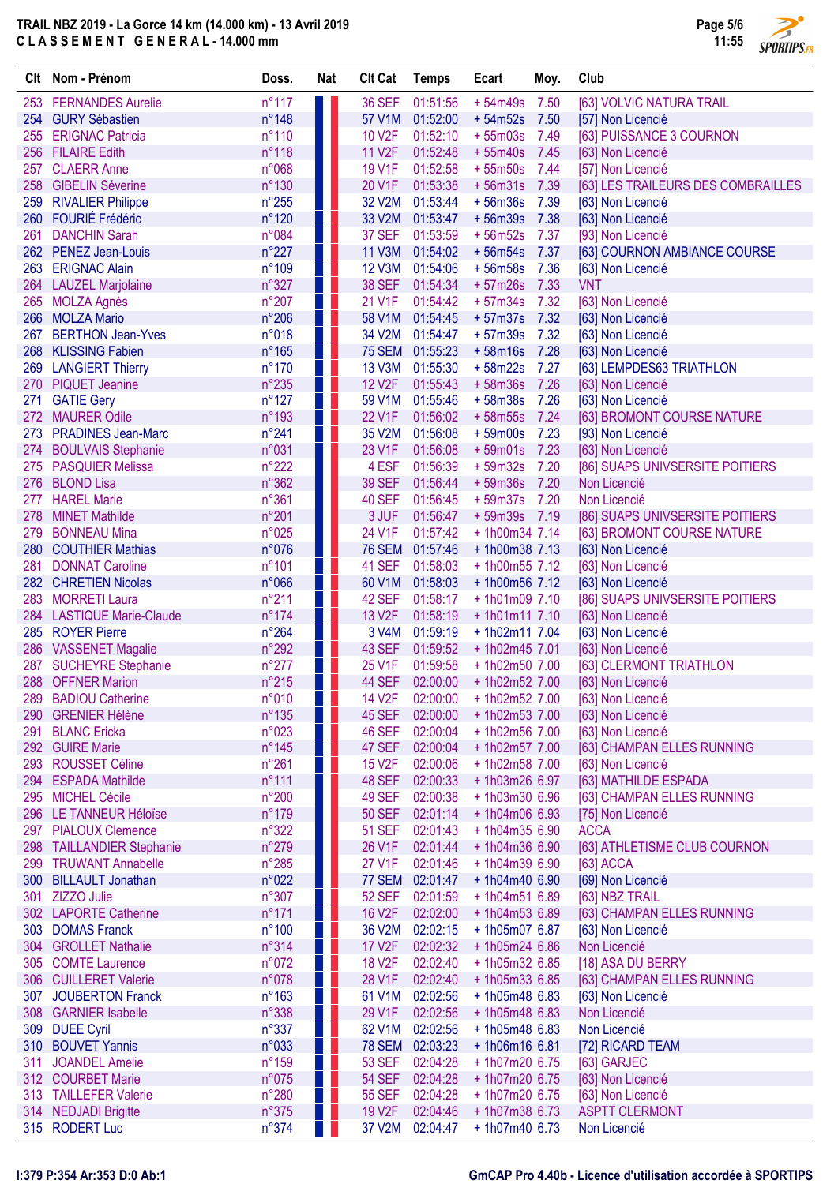**TRAIL NBZ 2019 - La Gorce 14 km (14.000 km) - 13 Avril 2019**
**CLASSEMENT GENERAL - 14.000 mm**

| Clt | Nom - Prénom | Doss. | Nat | Clt Cat | Temps | Ecart | Moy. | Club |
|---|---|---|---|---|---|---|---|---|
| 253 | FERNANDES Aurelie | n°117 | | 36 SEF | 01:51:56 | + 54m49s | 7.50 | [63] VOLVIC NATURA TRAIL |
| 254 | GURY Sébastien | n°148 | | 57 V1M | 01:52:00 | + 54m52s | 7.50 | [57] Non Licencié |
| 255 | ERIGNAC Patricia | n°110 | | 10 V2F | 01:52:10 | + 55m03s | 7.49 | [63] PUISSANCE 3 COURNON |
| 256 | FILAIRE Edith | n°118 | | 11 V2F | 01:52:48 | + 55m40s | 7.45 | [63] Non Licencié |
| 257 | CLAERR Anne | n°068 | | 19 V1F | 01:52:58 | + 55m50s | 7.44 | [57] Non Licencié |
| 258 | GIBELIN Séverine | n°130 | | 20 V1F | 01:53:38 | + 56m31s | 7.39 | [63] LES TRAILEURS DES COMBRAILLES |
| 259 | RIVALIER Philippe | n°255 | | 32 V2M | 01:53:44 | + 56m36s | 7.39 | [63] Non Licencié |
| 260 | FOURIÉ Frédéric | n°120 | | 33 V2M | 01:53:47 | + 56m39s | 7.38 | [63] Non Licencié |
| 261 | DANCHIN Sarah | n°084 | | 37 SEF | 01:53:59 | + 56m52s | 7.37 | [93] Non Licencié |
| 262 | PENEZ Jean-Louis | n°227 | | 11 V3M | 01:54:02 | + 56m54s | 7.37 | [63] COURNON AMBIANCE COURSE |
| 263 | ERIGNAC Alain | n°109 | | 12 V3M | 01:54:06 | + 56m58s | 7.36 | [63] Non Licencié |
| 264 | LAUZEL Marjolaine | n°327 | | 38 SEF | 01:54:34 | + 57m26s | 7.33 | VNT |
| 265 | MOLZA Agnès | n°207 | | 21 V1F | 01:54:42 | + 57m34s | 7.32 | [63] Non Licencié |
| 266 | MOLZA Mario | n°206 | | 58 V1M | 01:54:45 | + 57m37s | 7.32 | [63] Non Licencié |
| 267 | BERTHON Jean-Yves | n°018 | | 34 V2M | 01:54:47 | + 57m39s | 7.32 | [63] Non Licencié |
| 268 | KLISSING Fabien | n°165 | | 75 SEM | 01:55:23 | + 58m16s | 7.28 | [63] Non Licencié |
| 269 | LANGIERT Thierry | n°170 | | 13 V3M | 01:55:30 | + 58m22s | 7.27 | [63] LEMPDES63 TRIATHLON |
| 270 | PIQUET Jeanine | n°235 | | 12 V2F | 01:55:43 | + 58m36s | 7.26 | [63] Non Licencié |
| 271 | GATIE Gery | n°127 | | 59 V1M | 01:55:46 | + 58m38s | 7.26 | [63] Non Licencié |
| 272 | MAURER Odile | n°193 | | 22 V1F | 01:56:02 | + 58m55s | 7.24 | [63] BROMONT COURSE NATURE |
| 273 | PRADINES Jean-Marc | n°241 | | 35 V2M | 01:56:08 | + 59m00s | 7.23 | [93] Non Licencié |
| 274 | BOULVAIS Stephanie | n°031 | | 23 V1F | 01:56:08 | + 59m01s | 7.23 | [63] Non Licencié |
| 275 | PASQUIER Melissa | n°222 | | 4 ESF | 01:56:39 | + 59m32s | 7.20 | [86] SUAPS UNIVSERSITE POITIERS |
| 276 | BLOND Lisa | n°362 | | 39 SEF | 01:56:44 | + 59m36s | 7.20 | Non Licencié |
| 277 | HAREL Marie | n°361 | | 40 SEF | 01:56:45 | + 59m37s | 7.20 | Non Licencié |
| 278 | MINET Mathilde | n°201 | | 3 JUF | 01:56:47 | + 59m39s | 7.19 | [86] SUAPS UNIVSERSITE POITIERS |
| 279 | BONNEAU Mina | n°025 | | 24 V1F | 01:57:42 | + 1h00m34 | 7.14 | [63] BROMONT COURSE NATURE |
| 280 | COUTHIER Mathias | n°076 | | 76 SEM | 01:57:46 | + 1h00m38 | 7.13 | [63] Non Licencié |
| 281 | DONNAT Caroline | n°101 | | 41 SEF | 01:58:03 | + 1h00m55 | 7.12 | [63] Non Licencié |
| 282 | CHRETIEN Nicolas | n°066 | | 60 V1M | 01:58:03 | + 1h00m56 | 7.12 | [63] Non Licencié |
| 283 | MORRETI Laura | n°211 | | 42 SEF | 01:58:17 | + 1h01m09 | 7.10 | [86] SUAPS UNIVSERSITE POITIERS |
| 284 | LASTIQUE Marie-Claude | n°174 | | 13 V2F | 01:58:19 | + 1h01m11 | 7.10 | [63] Non Licencié |
| 285 | ROYER Pierre | n°264 | | 3 V4M | 01:59:19 | + 1h02m11 | 7.04 | [63] Non Licencié |
| 286 | VASSENET Magalie | n°292 | | 43 SEF | 01:59:52 | + 1h02m45 | 7.01 | [63] Non Licencié |
| 287 | SUCHEYRE Stephanie | n°277 | | 25 V1F | 01:59:58 | + 1h02m50 | 7.00 | [63] CLERMONT TRIATHLON |
| 288 | OFFNER Marion | n°215 | | 44 SEF | 02:00:00 | + 1h02m52 | 7.00 | [63] Non Licencié |
| 289 | BADIOU Catherine | n°010 | | 14 V2F | 02:00:00 | + 1h02m52 | 7.00 | [63] Non Licencié |
| 290 | GRENIER Hélène | n°135 | | 45 SEF | 02:00:00 | + 1h02m53 | 7.00 | [63] Non Licencié |
| 291 | BLANC Ericka | n°023 | | 46 SEF | 02:00:04 | + 1h02m56 | 7.00 | [63] Non Licencié |
| 292 | GUIRE Marie | n°145 | | 47 SEF | 02:00:04 | + 1h02m57 | 7.00 | [63] CHAMPAN ELLES RUNNING |
| 293 | ROUSSET Céline | n°261 | | 15 V2F | 02:00:06 | + 1h02m58 | 7.00 | [63] Non Licencié |
| 294 | ESPADA Mathilde | n°111 | | 48 SEF | 02:00:33 | + 1h03m26 | 6.97 | [63] MATHILDE ESPADA |
| 295 | MICHEL Cécile | n°200 | | 49 SEF | 02:00:38 | + 1h03m30 | 6.96 | [63] CHAMPAN ELLES RUNNING |
| 296 | LE TANNEUR Héloïse | n°179 | | 50 SEF | 02:01:14 | + 1h04m06 | 6.93 | [75] Non Licencié |
| 297 | PIALOUX Clemence | n°322 | | 51 SEF | 02:01:43 | + 1h04m35 | 6.90 | ACCA |
| 298 | TAILLANDIER Stephanie | n°279 | | 26 V1F | 02:01:44 | + 1h04m36 | 6.90 | [63] ATHLETISME CLUB COURNON |
| 299 | TRUWANT Annabelle | n°285 | | 27 V1F | 02:01:46 | + 1h04m39 | 6.90 | [63] ACCA |
| 300 | BILLAULT Jonathan | n°022 | | 77 SEM | 02:01:47 | + 1h04m40 | 6.90 | [69] Non Licencié |
| 301 | ZIZZO Julie | n°307 | | 52 SEF | 02:01:59 | + 1h04m51 | 6.89 | [63] NBZ TRAIL |
| 302 | LAPORTE Catherine | n°171 | | 16 V2F | 02:02:00 | + 1h04m53 | 6.89 | [63] CHAMPAN ELLES RUNNING |
| 303 | DOMAS Franck | n°100 | | 36 V2M | 02:02:15 | + 1h05m07 | 6.87 | [63] Non Licencié |
| 304 | GROLLET Nathalie | n°314 | | 17 V2F | 02:02:32 | + 1h05m24 | 6.86 | Non Licencié |
| 305 | COMTE Laurence | n°072 | | 18 V2F | 02:02:40 | + 1h05m32 | 6.85 | [18] ASA DU BERRY |
| 306 | CUILLERET Valerie | n°078 | | 28 V1F | 02:02:40 | + 1h05m33 | 6.85 | [63] CHAMPAN ELLES RUNNING |
| 307 | JOUBERTON Franck | n°163 | | 61 V1M | 02:02:56 | + 1h05m48 | 6.83 | [63] Non Licencié |
| 308 | GARNIER Isabelle | n°338 | | 29 V1F | 02:02:56 | + 1h05m48 | 6.83 | Non Licencié |
| 309 | DUEE Cyril | n°337 | | 62 V1M | 02:02:56 | + 1h05m48 | 6.83 | Non Licencié |
| 310 | BOUVET Yannis | n°033 | | 78 SEM | 02:03:23 | + 1h06m16 | 6.81 | [72] RICARD TEAM |
| 311 | JOANDEL Amelie | n°159 | | 53 SEF | 02:04:28 | + 1h07m20 | 6.75 | [63] GARJEC |
| 312 | COURBET Marie | n°075 | | 54 SEF | 02:04:28 | + 1h07m20 | 6.75 | [63] Non Licencié |
| 313 | TAILLEFER Valerie | n°280 | | 55 SEF | 02:04:28 | + 1h07m20 | 6.75 | [63] Non Licencié |
| 314 | NEDJADI Brigitte | n°375 | | 19 V2F | 02:04:46 | + 1h07m38 | 6.73 | ASPTT CLERMONT |
| 315 | RODERT Luc | n°374 | | 37 V2M | 02:04:47 | + 1h07m40 | 6.73 | Non Licencié |

I:379 P:354 Ar:353 D:0 Ab:1

GmCAP Pro 4.40b - Licence d'utilisation accordée à SPORTIPS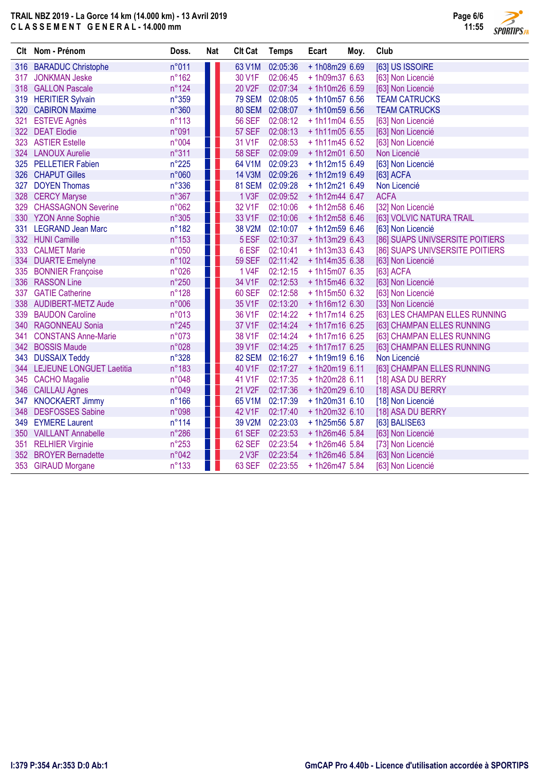**TRAIL NBZ 2019 - La Gorce 14 km (14.000 km) - 13 Avril 2019**
**C L A S S E M E N T   G E N E R A L - 14.000 mm**

| Clt | Nom - Prénom | Doss. | Nat | Clt Cat | Temps | Ecart | Moy. | Club |
|---|---|---|---|---|---|---|---|---|
| 316 | BARADUC Christophe | n°011 | | 63 V1M | 02:05:36 | + 1h08m29 | 6.69 | [63] US ISSOIRE |
| 317 | JONKMAN Jeske | n°162 | | 30 V1F | 02:06:45 | + 1h09m37 | 6.63 | [63] Non Licencié |
| 318 | GALLON Pascale | n°124 | | 20 V2F | 02:07:34 | + 1h10m26 | 6.59 | [63] Non Licencié |
| 319 | HERITIER Sylvain | n°359 | | 79 SEM | 02:08:05 | + 1h10m57 | 6.56 | TEAM CATRUCKS |
| 320 | CABIRON Maxime | n°360 | | 80 SEM | 02:08:07 | + 1h10m59 | 6.56 | TEAM CATRUCKS |
| 321 | ESTEVE Agnès | n°113 | | 56 SEF | 02:08:12 | + 1h11m04 | 6.55 | [63] Non Licencié |
| 322 | DEAT Elodie | n°091 | | 57 SEF | 02:08:13 | + 1h11m05 | 6.55 | [63] Non Licencié |
| 323 | ASTIER Estelle | n°004 | | 31 V1F | 02:08:53 | + 1h11m45 | 6.52 | [63] Non Licencié |
| 324 | LANOUX Aurelie | n°311 | | 58 SEF | 02:09:09 | + 1h12m01 | 6.50 | Non Licencié |
| 325 | PELLETIER Fabien | n°225 | | 64 V1M | 02:09:23 | + 1h12m15 | 6.49 | [63] Non Licencié |
| 326 | CHAPUT Gilles | n°060 | | 14 V3M | 02:09:26 | + 1h12m19 | 6.49 | [63] ACFA |
| 327 | DOYEN Thomas | n°336 | | 81 SEM | 02:09:28 | + 1h12m21 | 6.49 | Non Licencié |
| 328 | CERCY Maryse | n°367 | | 1 V3F | 02:09:52 | + 1h12m44 | 6.47 | ACFA |
| 329 | CHASSAGNON Severine | n°062 | | 32 V1F | 02:10:06 | + 1h12m58 | 6.46 | [32] Non Licencié |
| 330 | YZON Anne Sophie | n°305 | | 33 V1F | 02:10:06 | + 1h12m58 | 6.46 | [63] VOLVIC NATURA TRAIL |
| 331 | LEGRAND Jean Marc | n°182 | | 38 V2M | 02:10:07 | + 1h12m59 | 6.46 | [63] Non Licencié |
| 332 | HUNI Camille | n°153 | | 5 ESF | 02:10:37 | + 1h13m29 | 6.43 | [86] SUAPS UNIVSERSITE POITIERS |
| 333 | CALMET Marie | n°050 | | 6 ESF | 02:10:41 | + 1h13m33 | 6.43 | [86] SUAPS UNIVSERSITE POITIERS |
| 334 | DUARTE Emelyne | n°102 | | 59 SEF | 02:11:42 | + 1h14m35 | 6.38 | [63] Non Licencié |
| 335 | BONNIER Françoise | n°026 | | 1 V4F | 02:12:15 | + 1h15m07 | 6.35 | [63] ACFA |
| 336 | RASSON Line | n°250 | | 34 V1F | 02:12:53 | + 1h15m46 | 6.32 | [63] Non Licencié |
| 337 | GATIE Catherine | n°128 | | 60 SEF | 02:12:58 | + 1h15m50 | 6.32 | [63] Non Licencié |
| 338 | AUDIBERT-METZ Aude | n°006 | | 35 V1F | 02:13:20 | + 1h16m12 | 6.30 | [33] Non Licencié |
| 339 | BAUDON Caroline | n°013 | | 36 V1F | 02:14:22 | + 1h17m14 | 6.25 | [63] LES CHAMPAN ELLES RUNNING |
| 340 | RAGONNEAU Sonia | n°245 | | 37 V1F | 02:14:24 | + 1h17m16 | 6.25 | [63] CHAMPAN ELLES RUNNING |
| 341 | CONSTANS Anne-Marie | n°073 | | 38 V1F | 02:14:24 | + 1h17m16 | 6.25 | [63] CHAMPAN ELLES RUNNING |
| 342 | BOSSIS Maude | n°028 | | 39 V1F | 02:14:25 | + 1h17m17 | 6.25 | [63] CHAMPAN ELLES RUNNING |
| 343 | DUSSAIX Teddy | n°328 | | 82 SEM | 02:16:27 | + 1h19m19 | 6.16 | Non Licencié |
| 344 | LEJEUNE LONGUET Laetitia | n°183 | | 40 V1F | 02:17:27 | + 1h20m19 | 6.11 | [63] CHAMPAN ELLES RUNNING |
| 345 | CACHO Magalie | n°048 | | 41 V1F | 02:17:35 | + 1h20m28 | 6.11 | [18] ASA DU BERRY |
| 346 | CAILLAU Agnes | n°049 | | 21 V2F | 02:17:36 | + 1h20m29 | 6.10 | [18] ASA DU BERRY |
| 347 | KNOCKAERT Jimmy | n°166 | | 65 V1M | 02:17:39 | + 1h20m31 | 6.10 | [18] Non Licencié |
| 348 | DESFOSSES Sabine | n°098 | | 42 V1F | 02:17:40 | + 1h20m32 | 6.10 | [18] ASA DU BERRY |
| 349 | EYMERE Laurent | n°114 | | 39 V2M | 02:23:03 | + 1h25m56 | 5.87 | [63] BALISE63 |
| 350 | VAILLANT Annabelle | n°286 | | 61 SEF | 02:23:53 | + 1h26m46 | 5.84 | [63] Non Licencié |
| 351 | RELHIER Virginie | n°253 | | 62 SEF | 02:23:54 | + 1h26m46 | 5.84 | [73] Non Licencié |
| 352 | BROYER Bernadette | n°042 | | 2 V3F | 02:23:54 | + 1h26m46 | 5.84 | [63] Non Licencié |
| 353 | GIRAUD Morgane | n°133 | | 63 SEF | 02:23:55 | + 1h26m47 | 5.84 | [63] Non Licencié |

I:379 P:354 Ar:353 D:0 Ab:1

GmCAP Pro 4.40b - Licence d'utilisation accordée à SPORTIPS